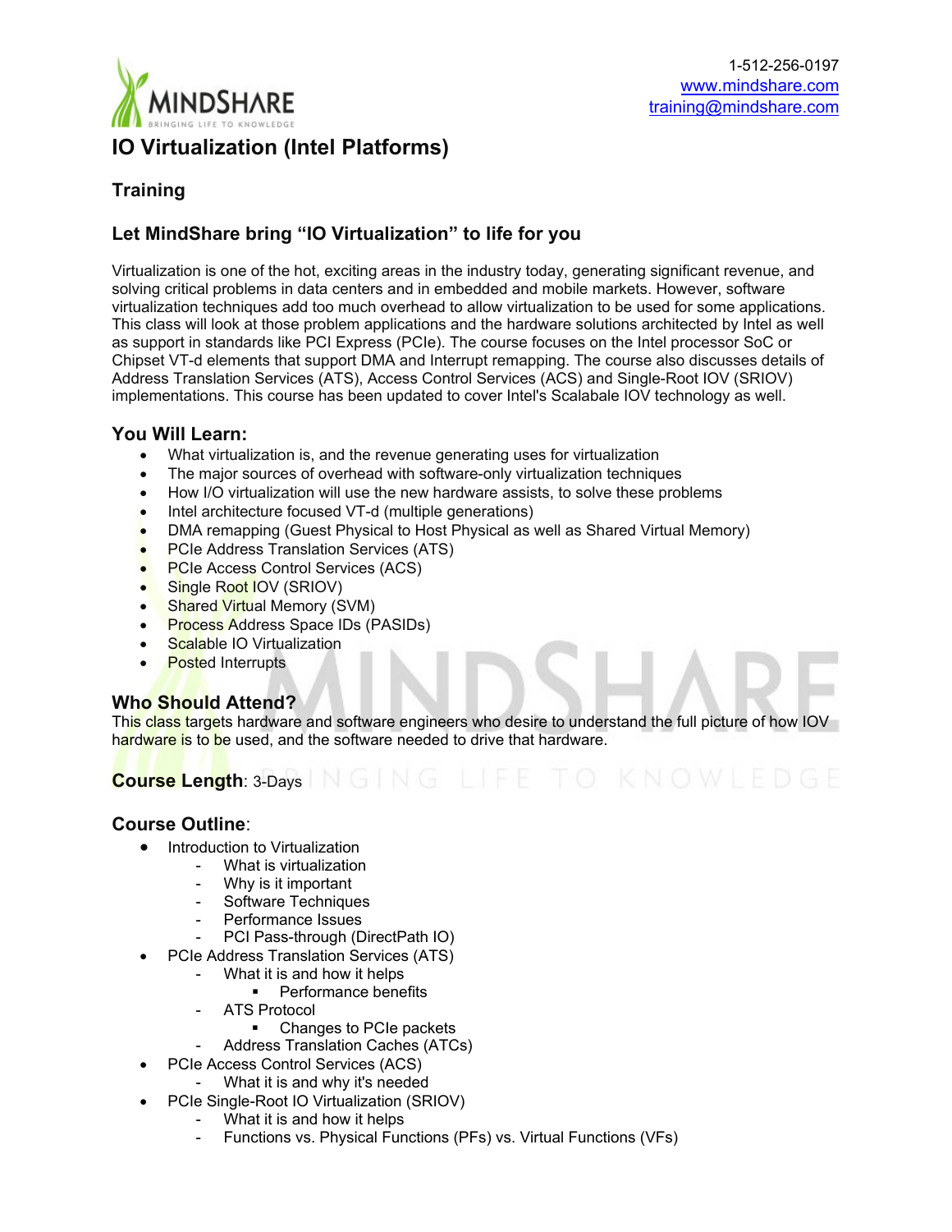1-512-256-0197
www.mindshare.com
training@mindshare.com

# IO Virtualization (Intel Platforms)

## Training

## Let MindShare bring "IO Virtualization" to life for you

Virtualization is one of the hot, exciting areas in the industry today, generating significant revenue, and solving critical problems in data centers and in embedded and mobile markets. However, software virtualization techniques add too much overhead to allow virtualization to be used for some applications. This class will look at those problem applications and the hardware solutions architected by Intel as well as support in standards like PCI Express (PCIe). The course focuses on the Intel processor SoC or Chipset VT-d elements that support DMA and Interrupt remapping. The course also discusses details of Address Translation Services (ATS), Access Control Services (ACS) and Single-Root IOV (SRIOV) implementations. This course has been updated to cover Intel's Scalabale IOV technology as well.

### You Will Learn:

- What virtualization is, and the revenue generating uses for virtualization
- The major sources of overhead with software-only virtualization techniques
- How I/O virtualization will use the new hardware assists, to solve these problems
- Intel architecture focused VT-d (multiple generations)
- DMA remapping (Guest Physical to Host Physical as well as Shared Virtual Memory)
- PCIe Address Translation Services (ATS)
- PCIe Access Control Services (ACS)
- Single Root IOV (SRIOV)
- Shared Virtual Memory (SVM)
- Process Address Space IDs (PASIDs)
- Scalable IO Virtualization
- Posted Interrupts

### Who Should Attend?

This class targets hardware and software engineers who desire to understand the full picture of how IOV hardware is to be used, and the software needed to drive that hardware.

**Course Length**: 3-Days

### Course Outline:

- Introduction to Virtualization
  - What is virtualization
  - Why is it important
  - Software Techniques
  - Performance Issues
  - PCI Pass-through (DirectPath IO)
- PCIe Address Translation Services (ATS)
  - What it is and how it helps
    - Performance benefits
  - ATS Protocol
    - Changes to PCIe packets
  - Address Translation Caches (ATCs)
- PCIe Access Control Services (ACS)
  - What it is and why it's needed
- PCIe Single-Root IO Virtualization (SRIOV)
  - What it is and how it helps
  - Functions vs. Physical Functions (PFs) vs. Virtual Functions (VFs)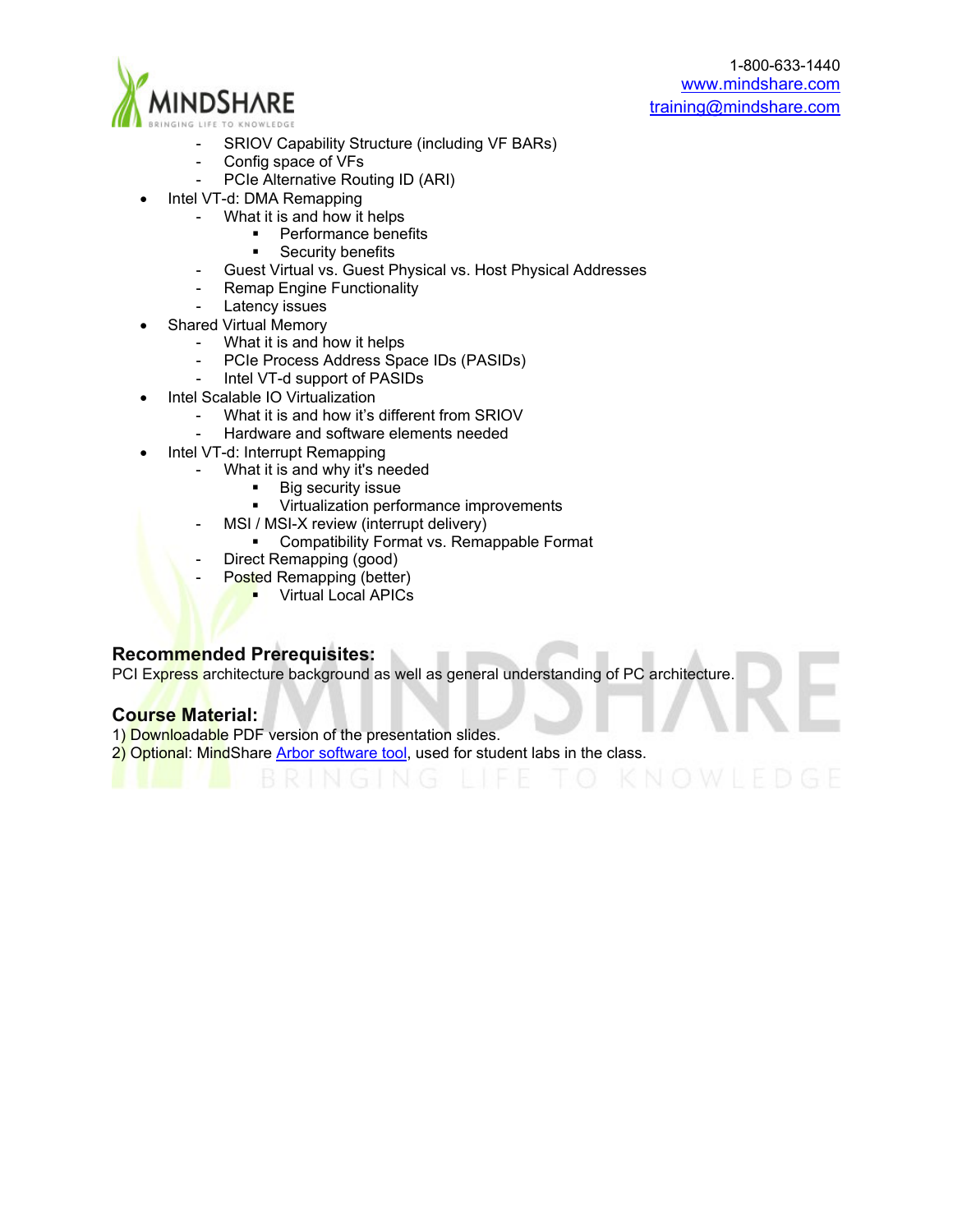- SRIOV Capability Structure (including VF BARs)
  - Config space of VFs
  - PCIe Alternative Routing ID (ARI)
- Intel VT-d: DMA Remapping
  - What it is and how it helps
    - Performance benefits
    - Security benefits
  - Guest Virtual vs. Guest Physical vs. Host Physical Addresses
  - Remap Engine Functionality
  - Latency issues
- Shared Virtual Memory
  - What it is and how it helps
  - PCIe Process Address Space IDs (PASIDs)
  - Intel VT-d support of PASIDs
- Intel Scalable IO Virtualization
  - What it is and how it's different from SRIOV
  - Hardware and software elements needed
- Intel VT-d: Interrupt Remapping
  - What it is and why it's needed
    - Big security issue
    - Virtualization performance improvements
  - MSI / MSI-X review (interrupt delivery)
    - Compatibility Format vs. Remappable Format
  - Direct Remapping (good)
  - Posted Remapping (better)
    - Virtual Local APICs

## Recommended Prerequisites:

PCI Express architecture background as well as general understanding of PC architecture.

## Course Material:

1) Downloadable PDF version of the presentation slides.
2) Optional: MindShare Arbor software tool, used for student labs in the class.